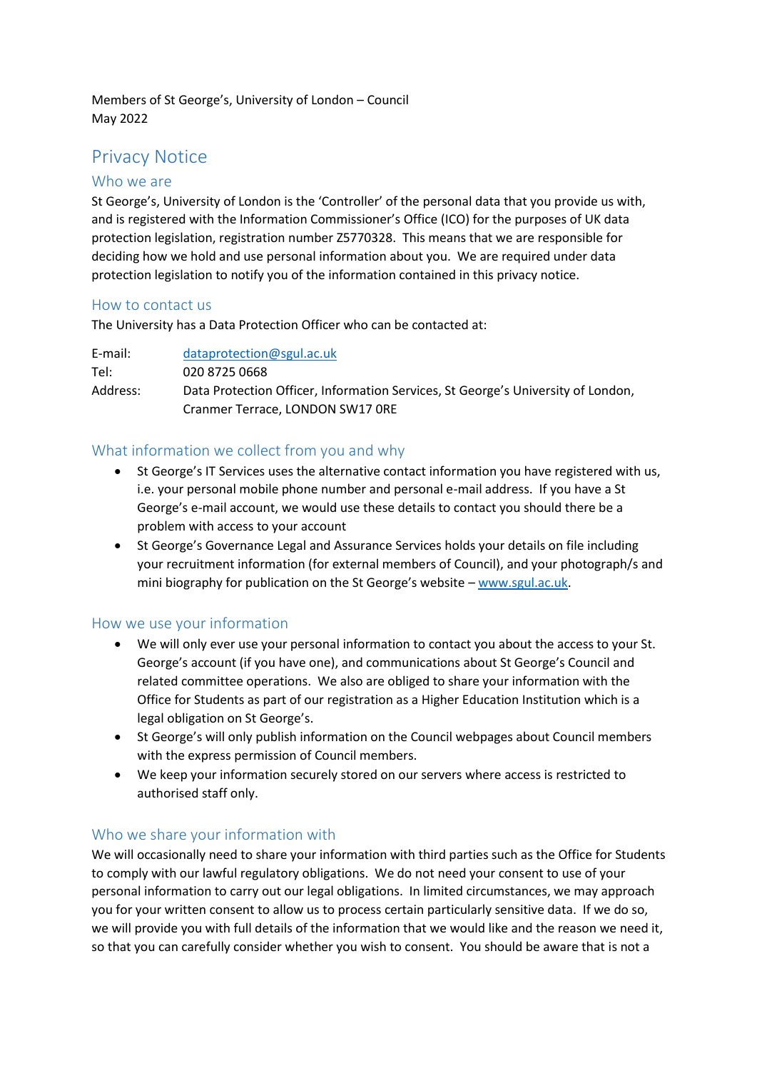Members of St George's, University of London – Council
May 2022

# Privacy Notice

## Who we are

St George's, University of London is the 'Controller' of the personal data that you provide us with, and is registered with the Information Commissioner's Office (ICO) for the purposes of UK data protection legislation, registration number Z5770328. This means that we are responsible for deciding how we hold and use personal information about you. We are required under data protection legislation to notify you of the information contained in this privacy notice.

## How to contact us

The University has a Data Protection Officer who can be contacted at:

| | |
|---|---|
| E-mail: | dataprotection@sgul.ac.uk |
| Tel: | 020 8725 0668 |
| Address: | Data Protection Officer, Information Services, St George's University of London, Cranmer Terrace, LONDON SW17 0RE |

## What information we collect from you and why

- St George's IT Services uses the alternative contact information you have registered with us, i.e. your personal mobile phone number and personal e-mail address. If you have a St George's e-mail account, we would use these details to contact you should there be a problem with access to your account
- St George's Governance Legal and Assurance Services holds your details on file including your recruitment information (for external members of Council), and your photograph/s and mini biography for publication on the St George's website – www.sgul.ac.uk.

## How we use your information

- We will only ever use your personal information to contact you about the access to your St. George's account (if you have one), and communications about St George's Council and related committee operations. We also are obliged to share your information with the Office for Students as part of our registration as a Higher Education Institution which is a legal obligation on St George's.
- St George's will only publish information on the Council webpages about Council members with the express permission of Council members.
- We keep your information securely stored on our servers where access is restricted to authorised staff only.

## Who we share your information with

We will occasionally need to share your information with third parties such as the Office for Students to comply with our lawful regulatory obligations. We do not need your consent to use of your personal information to carry out our legal obligations. In limited circumstances, we may approach you for your written consent to allow us to process certain particularly sensitive data. If we do so, we will provide you with full details of the information that we would like and the reason we need it, so that you can carefully consider whether you wish to consent. You should be aware that is not a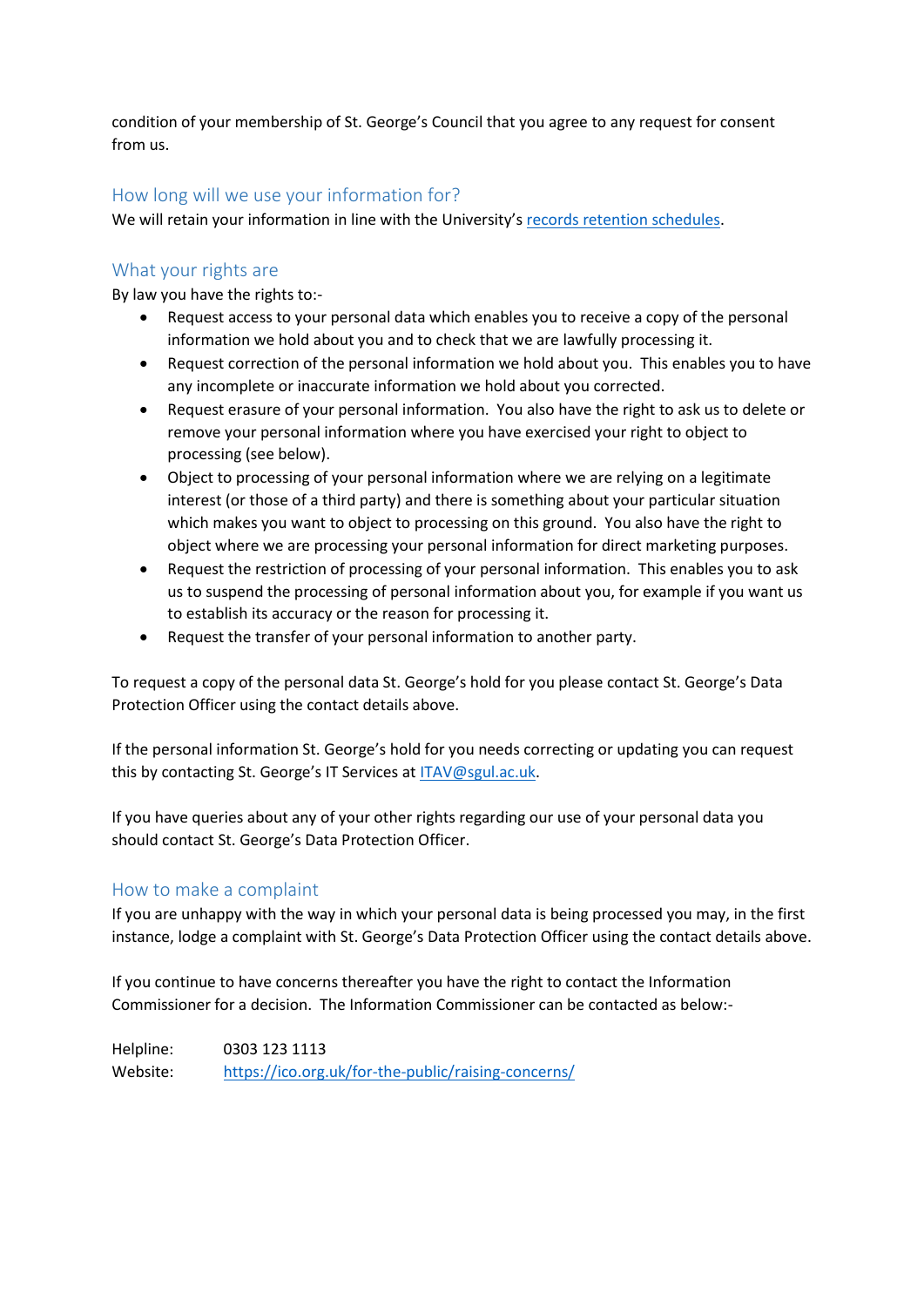condition of your membership of St. George's Council that you agree to any request for consent from us.

## How long will we use your information for?

We will retain your information in line with the University's [records retention schedules](records retention schedules).

## What your rights are

By law you have the rights to:-

- Request access to your personal data which enables you to receive a copy of the personal information we hold about you and to check that we are lawfully processing it.
- Request correction of the personal information we hold about you. This enables you to have any incomplete or inaccurate information we hold about you corrected.
- Request erasure of your personal information. You also have the right to ask us to delete or remove your personal information where you have exercised your right to object to processing (see below).
- Object to processing of your personal information where we are relying on a legitimate interest (or those of a third party) and there is something about your particular situation which makes you want to object to processing on this ground. You also have the right to object where we are processing your personal information for direct marketing purposes.
- Request the restriction of processing of your personal information. This enables you to ask us to suspend the processing of personal information about you, for example if you want us to establish its accuracy or the reason for processing it.
- Request the transfer of your personal information to another party.

To request a copy of the personal data St. George's hold for you please contact St. George's Data Protection Officer using the contact details above.

If the personal information St. George's hold for you needs correcting or updating you can request this by contacting St. George's IT Services at [ITAV@sgul.ac.uk](mailto:ITAV@sgul.ac.uk).

If you have queries about any of your other rights regarding our use of your personal data you should contact St. George's Data Protection Officer.

## How to make a complaint

If you are unhappy with the way in which your personal data is being processed you may, in the first instance, lodge a complaint with St. George's Data Protection Officer using the contact details above.

If you continue to have concerns thereafter you have the right to contact the Information Commissioner for a decision. The Information Commissioner can be contacted as below:-

Helpline: 0303 123 1113
Website: [https://ico.org.uk/for-the-public/raising-concerns/](https://ico.org.uk/for-the-public/raising-concerns/)